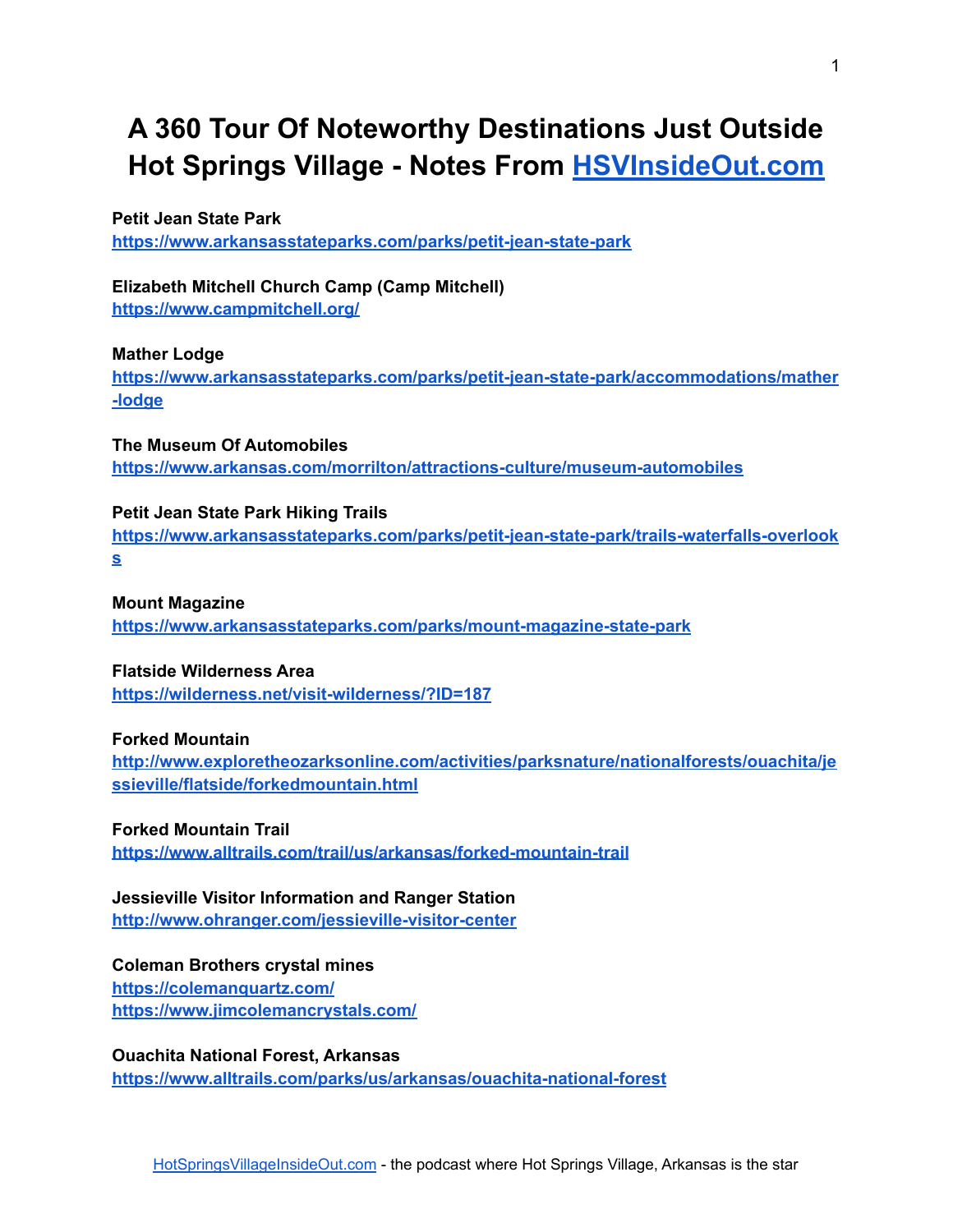# A 360 Tour Of Noteworthy Destinations Just Outside Hot Springs Village - Notes From [HSVInsideOut.com](HSVInsideOut.com)

**Petit Jean State Park**
**[https://www.arkansasstateparks.com/parks/petit-jean-state-park](https://www.arkansasstateparks.com/parks/petit-jean-state-park)**

**Elizabeth Mitchell Church Camp (Camp Mitchell)**
**[https://www.campmitchell.org/](https://www.campmitchell.org/)**

**Mather Lodge**
**[https://www.arkansasstateparks.com/parks/petit-jean-state-park/accommodations/mather-lodge](https://www.arkansasstateparks.com/parks/petit-jean-state-park/accommodations/mather-lodge)**

**The Museum Of Automobiles**
**[https://www.arkansas.com/morrilton/attractions-culture/museum-automobiles](https://www.arkansas.com/morrilton/attractions-culture/museum-automobiles)**

**Petit Jean State Park Hiking Trails**
**[https://www.arkansasstateparks.com/parks/petit-jean-state-park/trails-waterfalls-overlooks](https://www.arkansasstateparks.com/parks/petit-jean-state-park/trails-waterfalls-overlooks)**

**Mount Magazine**
**[https://www.arkansasstateparks.com/parks/mount-magazine-state-park](https://www.arkansasstateparks.com/parks/mount-magazine-state-park)**

**Flatside Wilderness Area**
**[https://wilderness.net/visit-wilderness/?ID=187](https://wilderness.net/visit-wilderness/?ID=187)**

**Forked Mountain**
**[http://www.exploretheozarksonline.com/activities/parksnature/nationalforests/ouachita/jessieville/flatside/forkedmountain.html](http://www.exploretheozarksonline.com/activities/parksnature/nationalforests/ouachita/jessieville/flatside/forkedmountain.html)**

**Forked Mountain Trail**
**[https://www.alltrails.com/trail/us/arkansas/forked-mountain-trail](https://www.alltrails.com/trail/us/arkansas/forked-mountain-trail)**

**Jessieville Visitor Information and Ranger Station**
**[http://www.ohranger.com/jessieville-visitor-center](http://www.ohranger.com/jessieville-visitor-center)**

**Coleman Brothers crystal mines**
**[https://colemanquartz.com/](https://colemanquartz.com/)**
**[https://www.jimcolemancrystals.com/](https://www.jimcolemancrystals.com/)**

**Ouachita National Forest, Arkansas**
**[https://www.alltrails.com/parks/us/arkansas/ouachita-national-forest](https://www.alltrails.com/parks/us/arkansas/ouachita-national-forest)**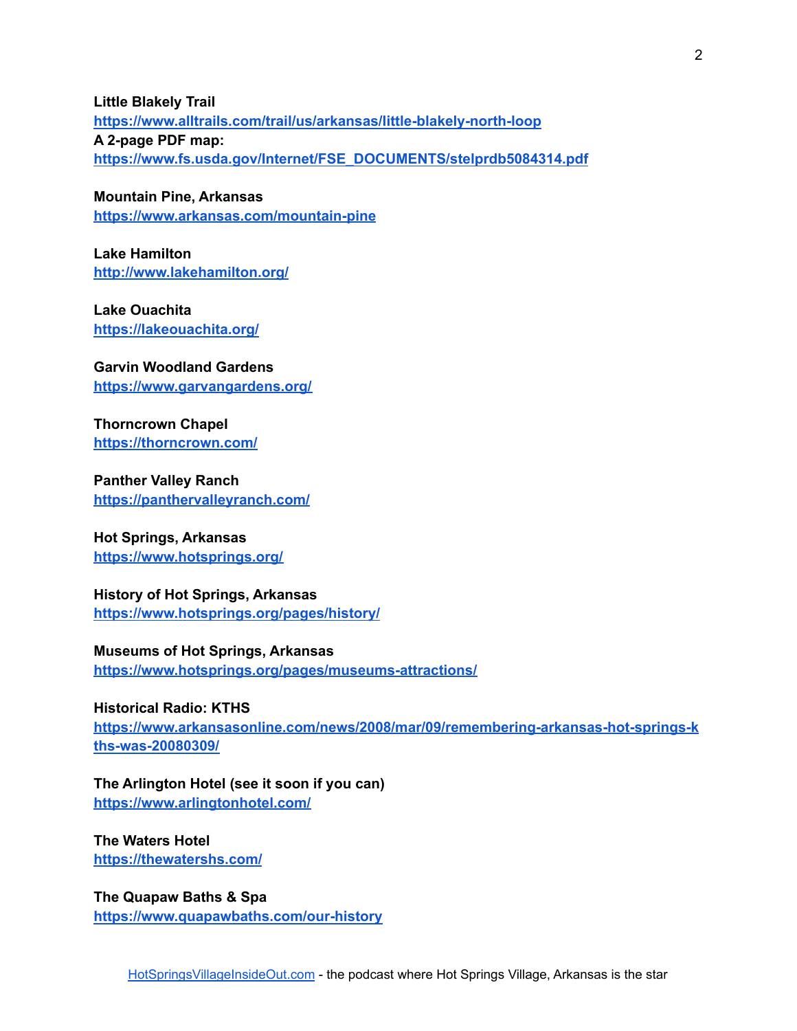**Little Blakely Trail**
https://www.alltrails.com/trail/us/arkansas/little-blakely-north-loop
**A 2-page PDF map:**
https://www.fs.usda.gov/Internet/FSE_DOCUMENTS/stelprdb5084314.pdf

**Mountain Pine, Arkansas**
https://www.arkansas.com/mountain-pine

**Lake Hamilton**
http://www.lakehamilton.org/

**Lake Ouachita**
https://lakeouachita.org/

**Garvin Woodland Gardens**
https://www.garvangardens.org/

**Thorncrown Chapel**
https://thorncrown.com/

**Panther Valley Ranch**
https://panthervalleyranch.com/

**Hot Springs, Arkansas**
https://www.hotsprings.org/

**History of Hot Springs, Arkansas**
https://www.hotsprings.org/pages/history/

**Museums of Hot Springs, Arkansas**
https://www.hotsprings.org/pages/museums-attractions/

**Historical Radio: KTHS**
https://www.arkansasonline.com/news/2008/mar/09/remembering-arkansas-hot-springs-kths-was-20080309/

**The Arlington Hotel (see it soon if you can)**
https://www.arlingtonhotel.com/

**The Waters Hotel**
https://thewatershs.com/

**The Quapaw Baths & Spa**
https://www.quapawbaths.com/our-history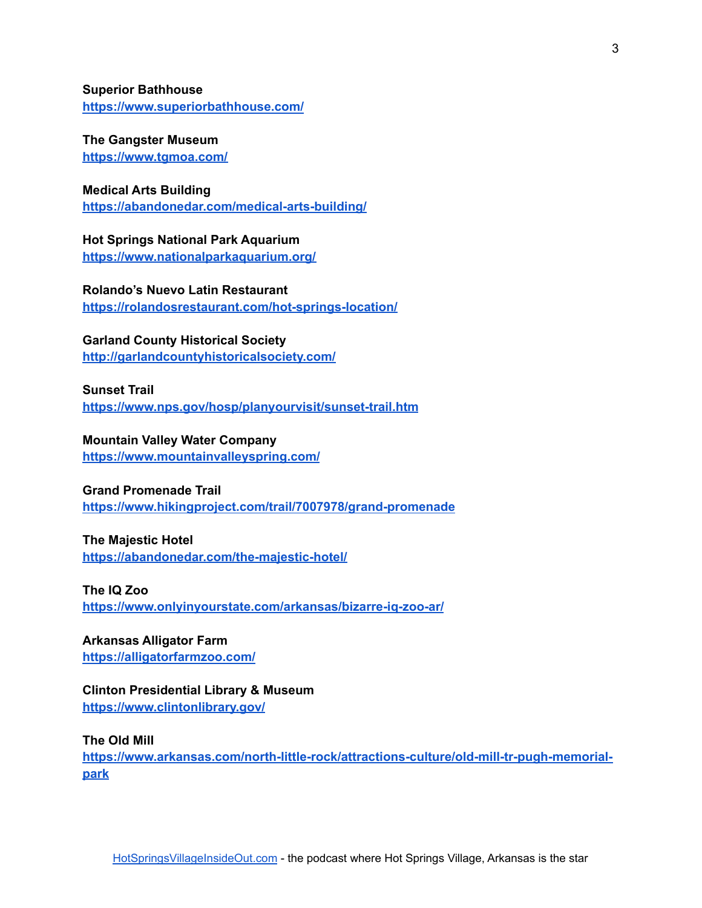**Superior Bathhouse**
[https://www.superiorbathhouse.com/](https://www.superiorbathhouse.com/)

**The Gangster Museum**
[https://www.tgmoa.com/](https://www.tgmoa.com/)

**Medical Arts Building**
[https://abandonedar.com/medical-arts-building/](https://abandonedar.com/medical-arts-building/)

**Hot Springs National Park Aquarium**
[https://www.nationalparkaquarium.org/](https://www.nationalparkaquarium.org/)

**Rolando's Nuevo Latin Restaurant**
[https://rolandosrestaurant.com/hot-springs-location/](https://rolandosrestaurant.com/hot-springs-location/)

**Garland County Historical Society**
[http://garlandcountyhistoricalsociety.com/](http://garlandcountyhistoricalsociety.com/)

**Sunset Trail**
[https://www.nps.gov/hosp/planyourvisit/sunset-trail.htm](https://www.nps.gov/hosp/planyourvisit/sunset-trail.htm)

**Mountain Valley Water Company**
[https://www.mountainvalleyspring.com/](https://www.mountainvalleyspring.com/)

**Grand Promenade Trail**
[https://www.hikingproject.com/trail/7007978/grand-promenade](https://www.hikingproject.com/trail/7007978/grand-promenade)

**The Majestic Hotel**
[https://abandonedar.com/the-majestic-hotel/](https://abandonedar.com/the-majestic-hotel/)

**The IQ Zoo**
[https://www.onlyinyourstate.com/arkansas/bizarre-iq-zoo-ar/](https://www.onlyinyourstate.com/arkansas/bizarre-iq-zoo-ar/)

**Arkansas Alligator Farm**
[https://alligatorfarmzoo.com/](https://alligatorfarmzoo.com/)

**Clinton Presidential Library & Museum**
[https://www.clintonlibrary.gov/](https://www.clintonlibrary.gov/)

**The Old Mill**
[https://www.arkansas.com/north-little-rock/attractions-culture/old-mill-tr-pugh-memorial-park](https://www.arkansas.com/north-little-rock/attractions-culture/old-mill-tr-pugh-memorial-park)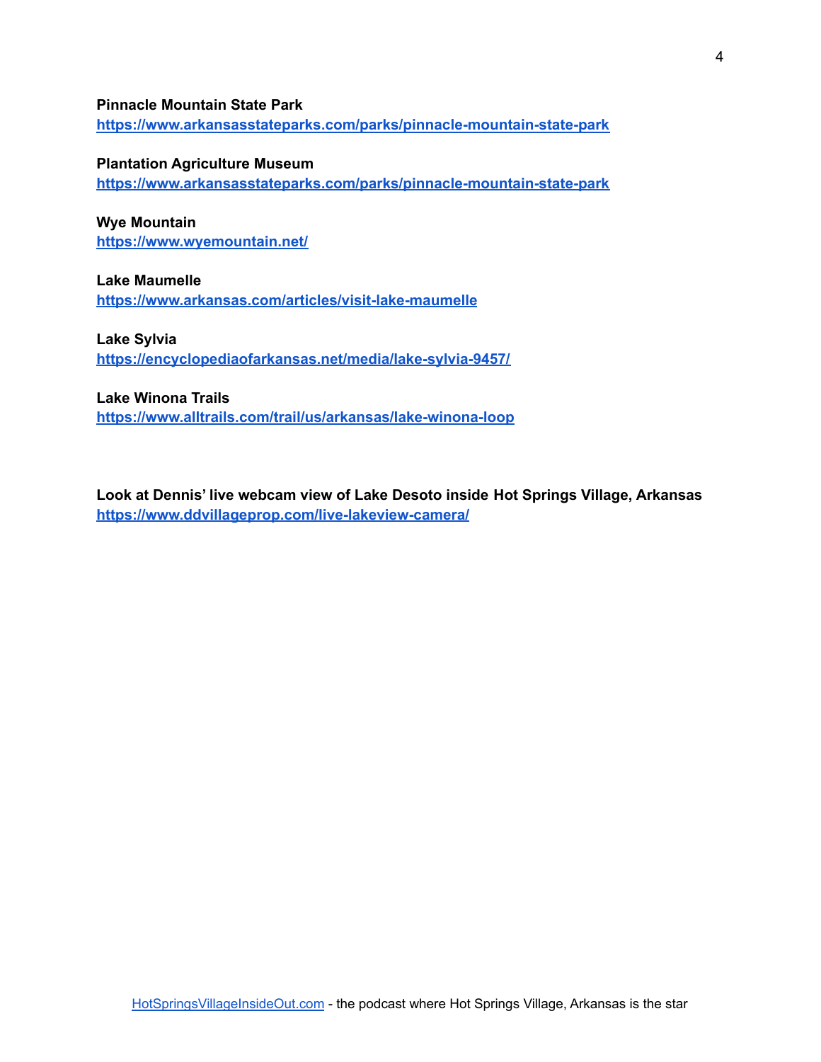**Pinnacle Mountain State Park**
https://www.arkansasstateparks.com/parks/pinnacle-mountain-state-park

**Plantation Agriculture Museum**
https://www.arkansasstateparks.com/parks/pinnacle-mountain-state-park

**Wye Mountain**
https://www.wyemountain.net/

**Lake Maumelle**
https://www.arkansas.com/articles/visit-lake-maumelle

**Lake Sylvia**
https://encyclopediaofarkansas.net/media/lake-sylvia-9457/

**Lake Winona Trails**
https://www.alltrails.com/trail/us/arkansas/lake-winona-loop

**Look at Dennis' live webcam view of Lake Desoto inside Hot Springs Village, Arkansas**
https://www.ddvillageprop.com/live-lakeview-camera/